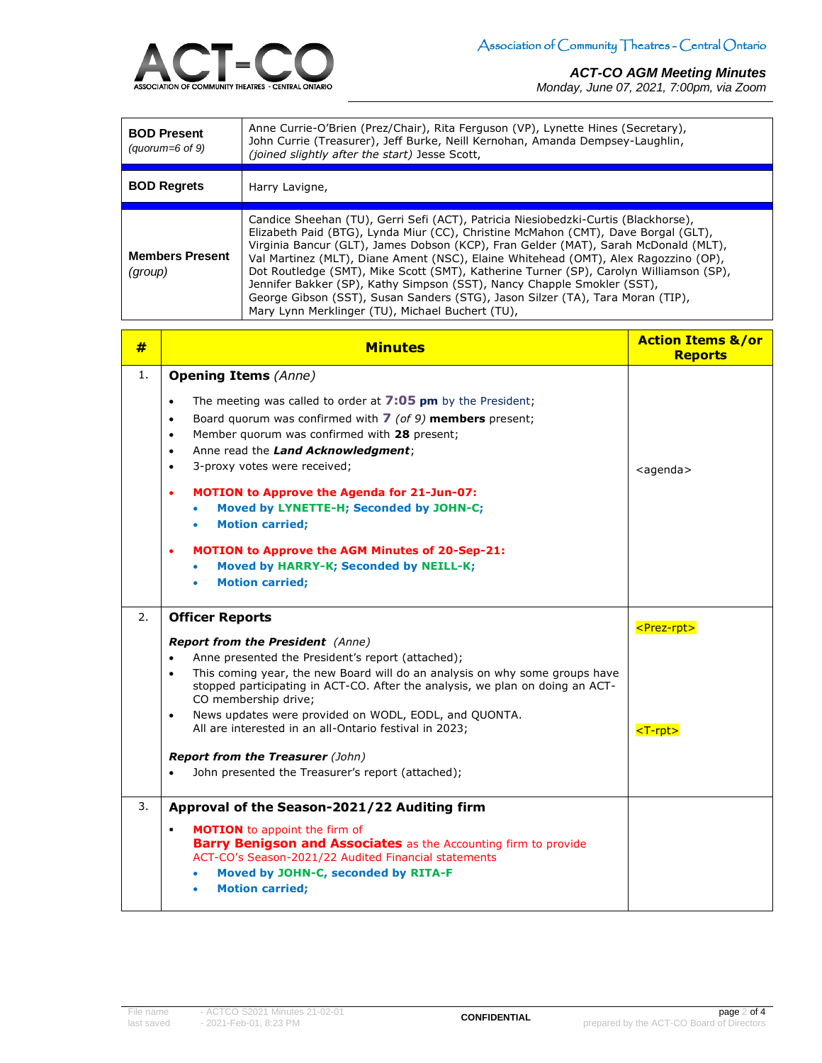Association of Community Theatres - Central Ontario

**ACT-CO AGM Meeting Minutes**
*Monday, June 07, 2021, 7:00pm, via Zoom*

| | |
|---|---|
| **BOD Present** *(quorum=6 of 9)* | Anne Currie-O'Brien (Prez/Chair), Rita Ferguson (VP), Lynette Hines (Secretary), John Currie (Treasurer), Jeff Burke, Neill Kernohan, Amanda Dempsey-Laughlin, *(joined slightly after the start)* Jesse Scott, |
| **BOD Regrets** | Harry Lavigne, |
| **Members Present** *(group)* | Candice Sheehan (TU), Gerri Sefi (ACT), Patricia Niesiobedzki-Curtis (Blackhorse), Elizabeth Paid (BTG), Lynda Miur (CC), Christine McMahon (CMT), Dave Borgal (GLT), Virginia Bancur (GLT), James Dobson (KCP), Fran Gelder (MAT), Sarah McDonald (MLT), Val Martinez (MLT), Diane Ament (NSC), Elaine Whitehead (OMT), Alex Ragozzino (OP), Dot Routledge (SMT), Mike Scott (SMT), Katherine Turner (SP), Carolyn Williamson (SP), Jennifer Bakker (SP), Kathy Simpson (SST), Nancy Chapple Smokler (SST), George Gibson (SST), Susan Sanders (STG), Jason Silzer (TA), Tara Moran (TIP), Mary Lynn Merklinger (TU), Michael Buchert (TU), |

| # | Minutes | Action Items &/or Reports |
|---|---|---|
| 1. | **Opening Items** *(Anne)*<br>• The meeting was called to order at **7:05 pm** by the President;<br>• Board quorum was confirmed with **7** *(of 9)* **members** present;<br>• Member quorum was confirmed with **28** present;<br>• Anne read the ***Land Acknowledgment***;<br>• 3-proxy votes were received;<br>• **MOTION to Approve the Agenda for 21-Jun-07:**<br>  • **Moved by LYNETTE-H; Seconded by JOHN-C;**<br>  • **Motion carried;**<br>• **MOTION to Approve the AGM Minutes of 20-Sep-21:**<br>  • **Moved by HARRY-K; Seconded by NEILL-K;**<br>  • **Motion carried;** | <agenda> |
| 2. | **Officer Reports**<br>***Report from the President*** *(Anne)*<br>• Anne presented the President's report (attached);<br>• This coming year, the new Board will do an analysis on why some groups have stopped participating in ACT-CO. After the analysis, we plan on doing an ACT-CO membership drive;<br>• News updates were provided on WODL, EODL, and QUONTA. All are interested in an all-Ontario festival in 2023;<br>***Report from the Treasurer*** *(John)*<br>• John presented the Treasurer's report (attached); | <Prez-rpt><br><T-rpt> |
| 3. | **Approval of the Season-2021/22 Auditing firm**<br>▪ **MOTION** to appoint the firm of **Barry Benigson and Associates** as the Accounting firm to provide ACT-CO's Season-2021/22 Audited Financial statements<br>  • **Moved by JOHN-C, seconded by RITA-F**<br>  • **Motion carried;** | |

CONFIDENTIAL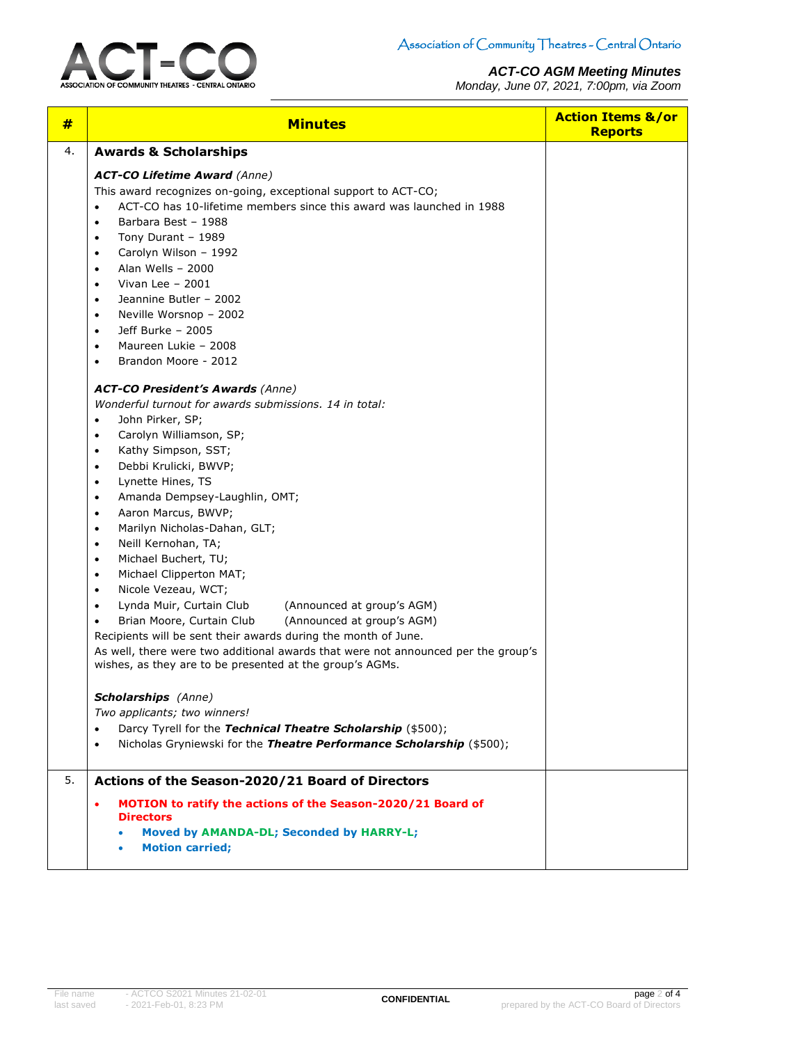| # | Minutes | Action Items &/or Reports |
|---|---|---|
| 4. | **Awards & Scholarships**<br><br>***ACT-CO Lifetime Award*** *(Anne)*<br>This award recognizes on-going, exceptional support to ACT-CO;<br>• ACT-CO has 10-lifetime members since this award was launched in 1988<br>• Barbara Best – 1988<br>• Tony Durant – 1989<br>• Carolyn Wilson – 1992<br>• Alan Wells – 2000<br>• Vivan Lee – 2001<br>• Jeannine Butler – 2002<br>• Neville Worsnop – 2002<br>• Jeff Burke – 2005<br>• Maureen Lukie – 2008<br>• Brandon Moore - 2012<br><br>***ACT-CO President's Awards*** *(Anne)*<br>*Wonderful turnout for awards submissions. 14 in total:*<br>• John Pirker, SP;<br>• Carolyn Williamson, SP;<br>• Kathy Simpson, SST;<br>• Debbi Krulicki, BWVP;<br>• Lynette Hines, TS<br>• Amanda Dempsey-Laughlin, OMT;<br>• Aaron Marcus, BWVP;<br>• Marilyn Nicholas-Dahan, GLT;<br>• Neill Kernohan, TA;<br>• Michael Buchert, TU;<br>• Michael Clipperton MAT;<br>• Nicole Vezeau, WCT;<br>• Lynda Muir, Curtain Club (Announced at group's AGM)<br>• Brian Moore, Curtain Club (Announced at group's AGM)<br>Recipients will be sent their awards during the month of June.<br>As well, there were two additional awards that were not announced per the group's wishes, as they are to be presented at the group's AGMs.<br><br>***Scholarships*** *(Anne)*<br>*Two applicants; two winners!*<br>• Darcy Tyrell for the ***Technical Theatre Scholarship*** ($500);<br>• Nicholas Gryniewski for the ***Theatre Performance Scholarship*** ($500); | |
| 5. | **Actions of the Season-2020/21 Board of Directors**<br><br>• **MOTION to ratify the actions of the Season-2020/21 Board of Directors**<br>  • **Moved by AMANDA-DL; Seconded by HARRY-L;**<br>  • **Motion carried;** | |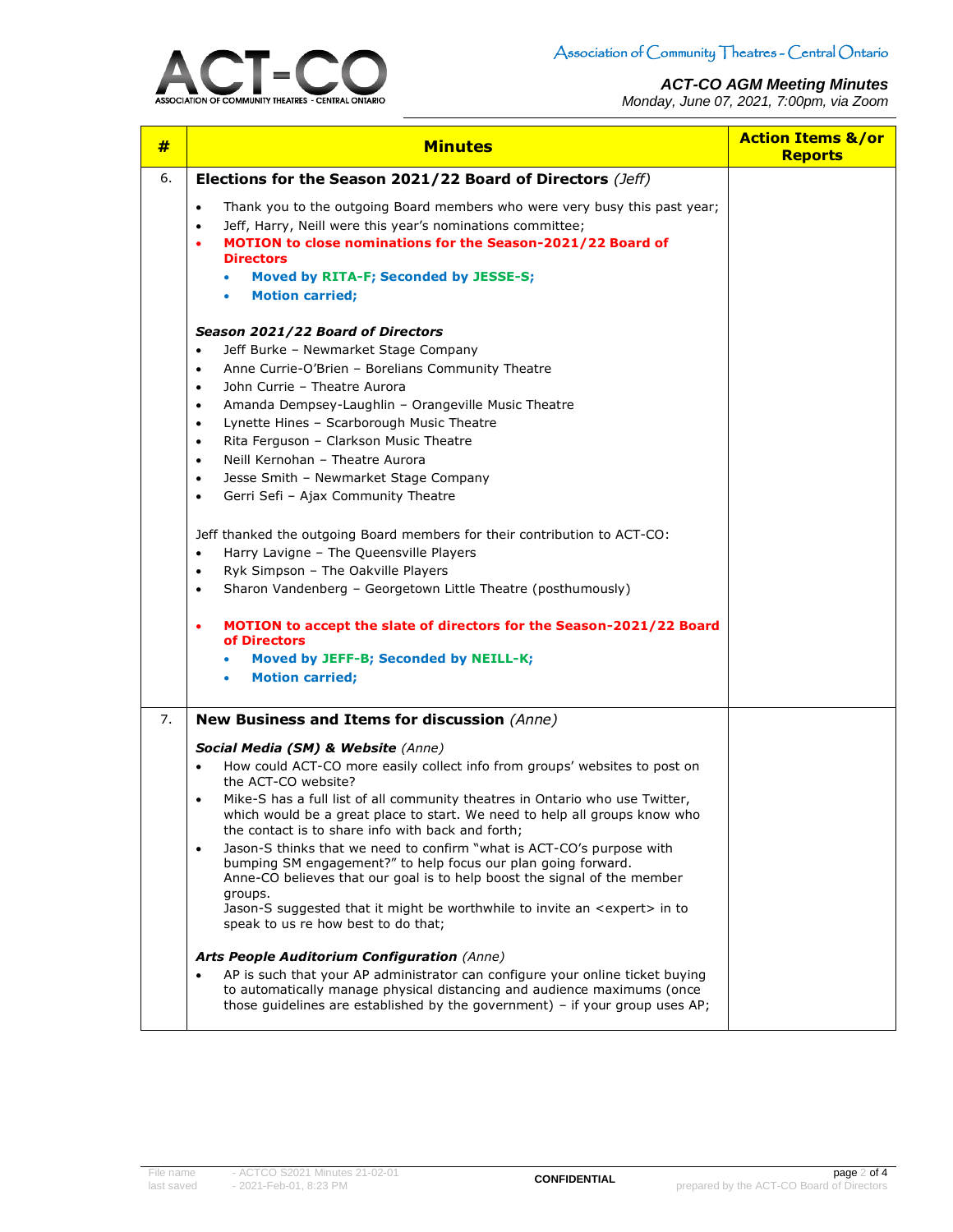ACT-CO

Association of Community Theatres - Central Ontario

**ACT-CO AGM Meeting Minutes**

*Monday, June 07, 2021, 7:00pm, via Zoom*

| # | Minutes | Action Items &/or Reports |
|---|---|---|
| 6. | **Elections for the Season 2021/22 Board of Directors** *(Jeff)*<br><br>• Thank you to the outgoing Board members who were very busy this past year;<br>• Jeff, Harry, Neill were this year's nominations committee;<br>• **MOTION to close nominations for the Season-2021/22 Board of Directors**<br>  ◦ **Moved by RITA-F; Seconded by JESSE-S;**<br>  ◦ **Motion carried;**<br><br>***Season 2021/22 Board of Directors***<br>• Jeff Burke – Newmarket Stage Company<br>• Anne Currie-O'Brien – Borelians Community Theatre<br>• John Currie – Theatre Aurora<br>• Amanda Dempsey-Laughlin – Orangeville Music Theatre<br>• Lynette Hines – Scarborough Music Theatre<br>• Rita Ferguson – Clarkson Music Theatre<br>• Neill Kernohan – Theatre Aurora<br>• Jesse Smith – Newmarket Stage Company<br>• Gerri Sefi – Ajax Community Theatre<br><br>Jeff thanked the outgoing Board members for their contribution to ACT-CO:<br>• Harry Lavigne – The Queensville Players<br>• Ryk Simpson – The Oakville Players<br>• Sharon Vandenberg – Georgetown Little Theatre (posthumously)<br><br>• **MOTION to accept the slate of directors for the Season-2021/22 Board of Directors**<br>  ◦ **Moved by JEFF-B; Seconded by NEILL-K;**<br>  ◦ **Motion carried;** | |
| 7. | **New Business and Items for discussion** *(Anne)*<br><br>***Social Media (SM) & Website*** *(Anne)*<br>• How could ACT-CO more easily collect info from groups' websites to post on the ACT-CO website?<br>• Mike-S has a full list of all community theatres in Ontario who use Twitter, which would be a great place to start. We need to help all groups know who the contact is to share info with back and forth;<br>• Jason-S thinks that we need to confirm "what is ACT-CO's purpose with bumping SM engagement?" to help focus our plan going forward. Anne-CO believes that our goal is to help boost the signal of the member groups. Jason-S suggested that it might be worthwhile to invite an <expert> in to speak to us re how best to do that;<br><br>***Arts People Auditorium Configuration*** *(Anne)*<br>• AP is such that your AP administrator can configure your online ticket buying to automatically manage physical distancing and audience maximums (once those guidelines are established by the government) – if your group uses AP; | |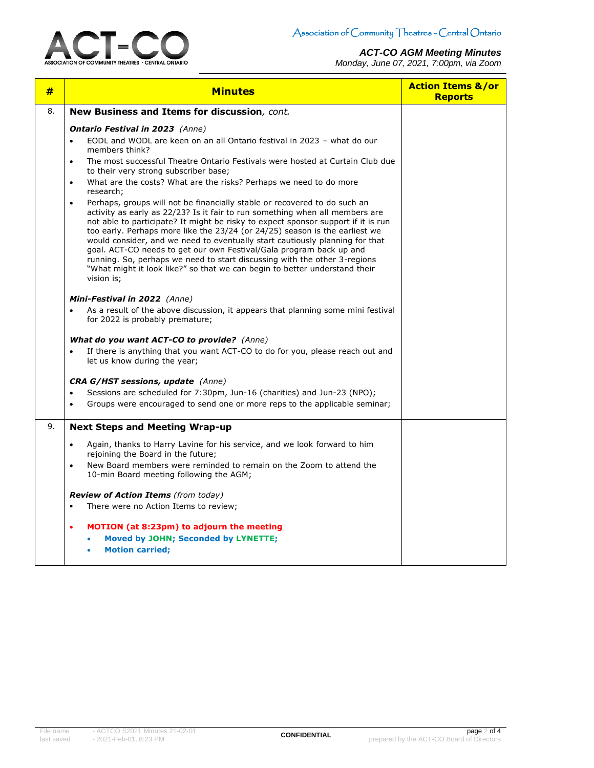## ACT-CO AGM Meeting Minutes

*Monday, June 07, 2021, 7:00pm, via Zoom*

| # | Minutes | Action Items &/or Reports |
|---|---|---|
| 8. | **New Business and Items for discussion**, *cont.*<br><br>***Ontario Festival in 2023*** *(Anne)*<br>• EODL and WODL are keen on an all Ontario festival in 2023 – what do our members think?<br>• The most successful Theatre Ontario Festivals were hosted at Curtain Club due to their very strong subscriber base;<br>• What are the costs? What are the risks? Perhaps we need to do more research;<br>• Perhaps, groups will not be financially stable or recovered to do such an activity as early as 22/23? Is it fair to run something when all members are not able to participate? It might be risky to expect sponsor support if it is run too early. Perhaps more like the 23/24 (or 24/25) season is the earliest we would consider, and we need to eventually start cautiously planning for that goal. ACT-CO needs to get our own Festival/Gala program back up and running. So, perhaps we need to start discussing with the other 3-regions "What might it look like?" so that we can begin to better understand their vision is;<br><br>***Mini-Festival in 2022*** *(Anne)*<br>• As a result of the above discussion, it appears that planning some mini festival for 2022 is probably premature;<br><br>***What do you want ACT-CO to provide?*** *(Anne)*<br>• If there is anything that you want ACT-CO to do for you, please reach out and let us know during the year;<br><br>***CRA G/HST sessions, update*** *(Anne)*<br>• Sessions are scheduled for 7:30pm, Jun-16 (charities) and Jun-23 (NPO);<br>• Groups were encouraged to send one or more reps to the applicable seminar; | |
| 9. | **Next Steps and Meeting Wrap-up**<br><br>• Again, thanks to Harry Lavine for his service, and we look forward to him rejoining the Board in the future;<br>• New Board members were reminded to remain on the Zoom to attend the 10-min Board meeting following the AGM;<br><br>***Review of Action Items*** *(from today)*<br>▪ There were no Action Items to review;<br><br>• **MOTION (at 8:23pm) to adjourn the meeting**<br>  ◦ **Moved by JOHN; Seconded by LYNETTE;**<br>  ◦ **Motion carried;** | |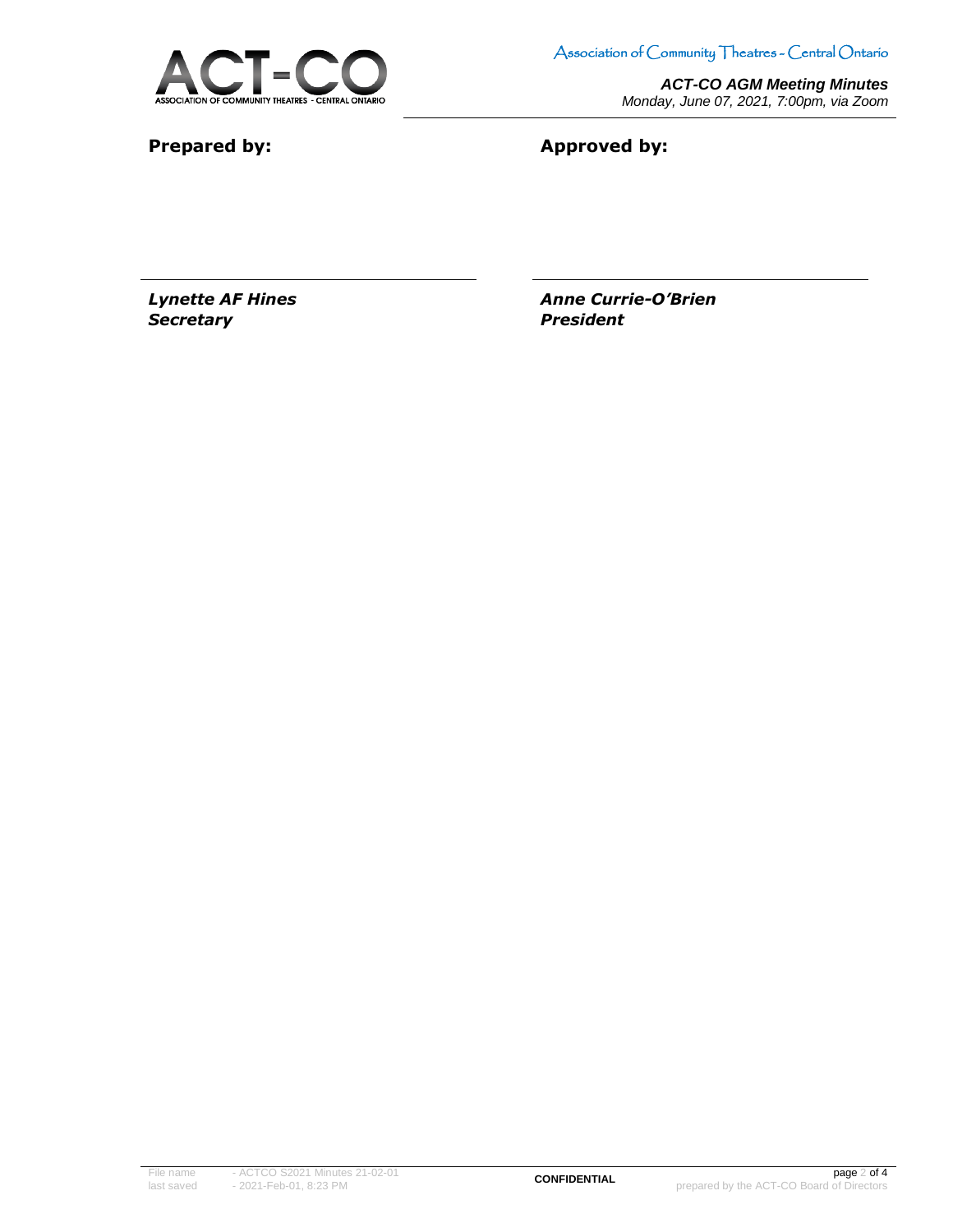**Prepared by:** 

**Approved by:**

***Lynette AF Hines***
***Secretary***

***Anne Currie-O'Brien***
***President***